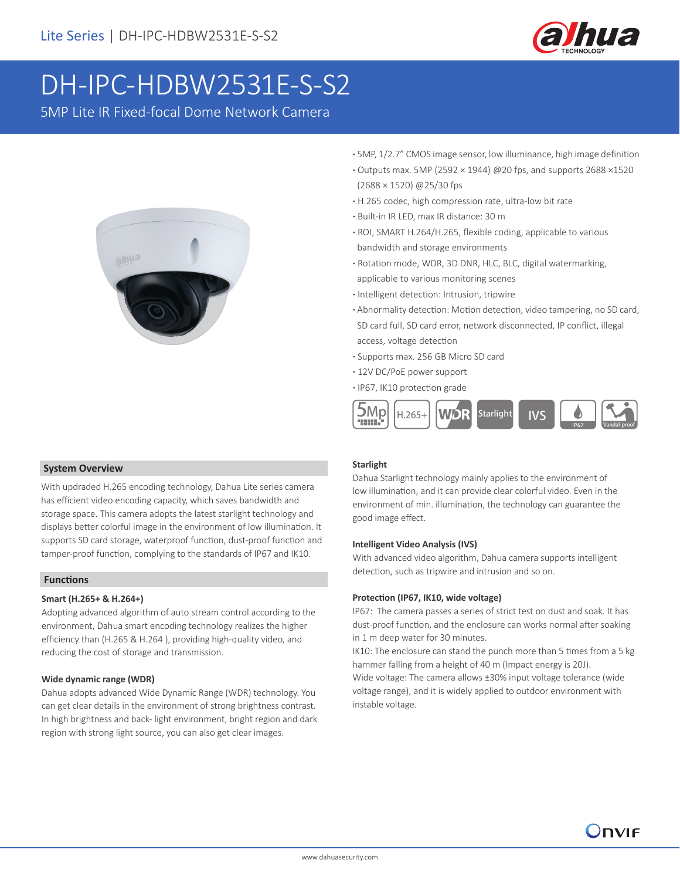Lite Series | DH-IPC-HDBW2531E-S-S2

# DH-IPC-HDBW2531E-S-S2

5MP Lite IR Fixed-focal Dome Network Camera

- 5MP, 1/2.7" CMOS image sensor, low illuminance, high image definition
- Outputs max. 5MP (2592 × 1944) @20 fps, and supports 2688 ×1520 (2688 × 1520) @25/30 fps
- H.265 codec, high compression rate, ultra-low bit rate
- Built-in IR LED, max IR distance: 30 m
- ROI, SMART H.264/H.265, flexible coding, applicable to various bandwidth and storage environments
- Rotation mode, WDR, 3D DNR, HLC, BLC, digital watermarking, applicable to various monitoring scenes
- Intelligent detection: Intrusion, tripwire
- Abnormality detection: Motion detection, video tampering, no SD card, SD card full, SD card error, network disconnected, IP conflict, illegal access, voltage detection
- Supports max. 256 GB Micro SD card
- 12V DC/PoE power support
- IP67, IK10 protection grade

## System Overview

With updraded H.265 encoding technology, Dahua Lite series camera has efficient video encoding capacity, which saves bandwidth and storage space. This camera adopts the latest starlight technology and displays better colorful image in the environment of low illumination. It supports SD card storage, waterproof function, dust-proof function and tamper-proof function, complying to the standards of IP67 and IK10.

## Functions

### Smart (H.265+ & H.264+)

Adopting advanced algorithm of auto stream control according to the environment, Dahua smart encoding technology realizes the higher efficiency than (H.265 & H.264 ), providing high-quality video, and reducing the cost of storage and transmission.

### Wide dynamic range (WDR)

Dahua adopts advanced Wide Dynamic Range (WDR) technology. You can get clear details in the environment of strong brightness contrast. In high brightness and back- light environment, bright region and dark region with strong light source, you can also get clear images.

### Starlight

Dahua Starlight technology mainly applies to the environment of low illumination, and it can provide clear colorful video. Even in the environment of min. illumination, the technology can guarantee the good image effect.

### Intelligent Video Analysis (IVS)

With advanced video algorithm, Dahua camera supports intelligent detection, such as tripwire and intrusion and so on.

### Protection (IP67, IK10, wide voltage)

IP67: The camera passes a series of strict test on dust and soak. It has dust-proof function, and the enclosure can works normal after soaking in 1 m deep water for 30 minutes.

IK10: The enclosure can stand the punch more than 5 times from a 5 kg hammer falling from a height of 40 m (Impact energy is 20J).

Wide voltage: The camera allows ±30% input voltage tolerance (wide voltage range), and it is widely applied to outdoor environment with instable voltage.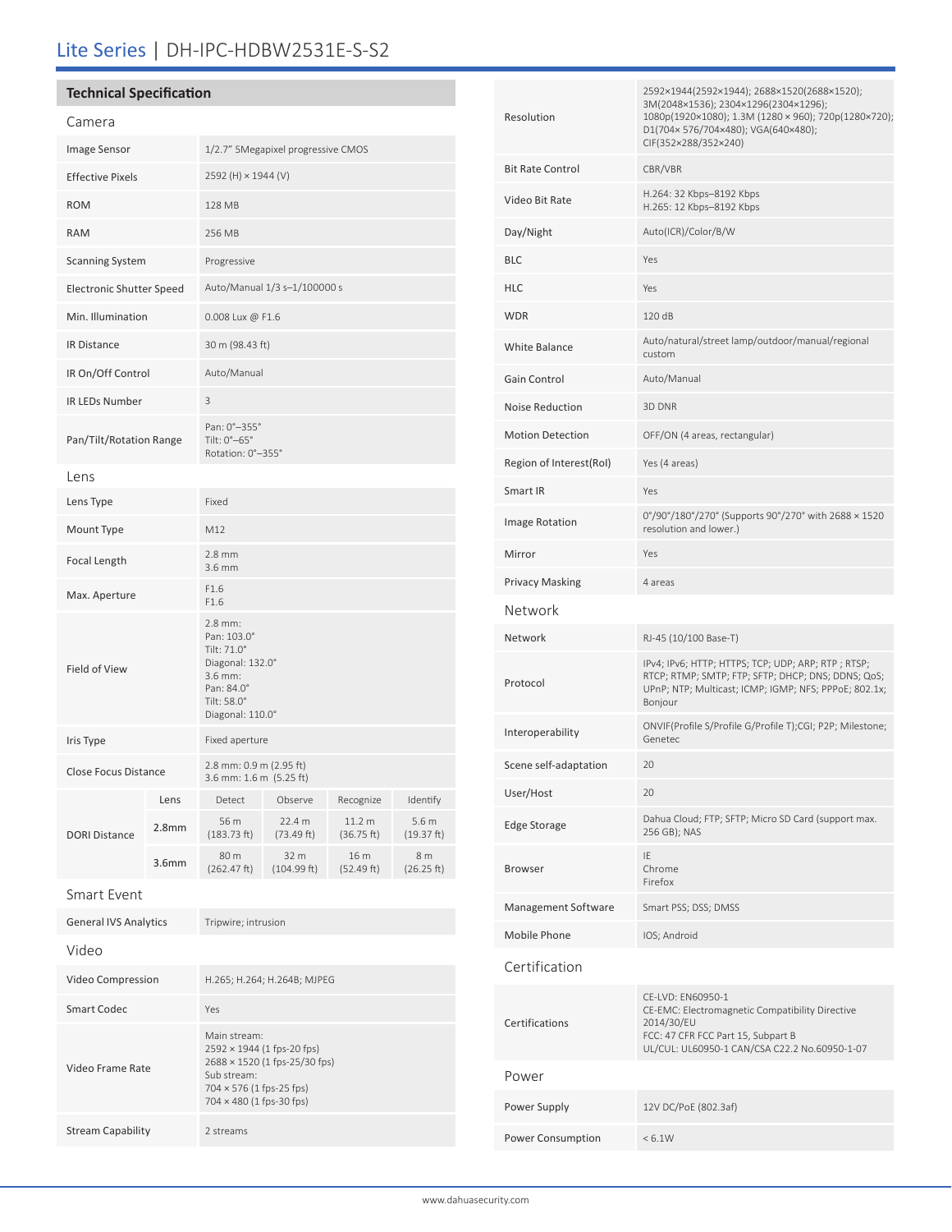# Lite Series | DH-IPC-HDBW2531E-S-S2

## Technical Specification

### Camera

| | |
|---|---|
| Image Sensor | 1/2.7" 5Megapixel progressive CMOS |
| Effective Pixels | 2592 (H) × 1944 (V) |
| ROM | 128 MB |
| RAM | 256 MB |
| Scanning System | Progressive |
| Electronic Shutter Speed | Auto/Manual 1/3 s–1/100000 s |
| Min. Illumination | 0.008 Lux @ F1.6 |
| IR Distance | 30 m (98.43 ft) |
| IR On/Off Control | Auto/Manual |
| IR LEDs Number | 3 |
| Pan/Tilt/Rotation Range | Pan: 0°–355°<br>Tilt: 0°–65°<br>Rotation: 0°–355° |

### Lens

| | |
|---|---|
| Lens Type | Fixed |
| Mount Type | M12 |
| Focal Length | 2.8 mm<br>3.6 mm |
| Max. Aperture | F1.6<br>F1.6 |
| Field of View | 2.8 mm:<br>Pan: 103.0°<br>Tilt: 71.0°<br>Diagonal: 132.0°<br>3.6 mm:<br>Pan: 84.0°<br>Tilt: 58.0°<br>Diagonal: 110.0° |
| Iris Type | Fixed aperture |
| Close Focus Distance | 2.8 mm: 0.9 m (2.95 ft)<br>3.6 mm: 1.6 m (5.25 ft) |

| DORI Distance | Lens | Detect | Observe | Recognize | Identify |
|---|---|---|---|---|---|
| | 2.8mm | 56 m (183.73 ft) | 22.4 m (73.49 ft) | 11.2 m (36.75 ft) | 5.6 m (19.37 ft) |
| | 3.6mm | 80 m (262.47 ft) | 32 m (104.99 ft) | 16 m (52.49 ft) | 8 m (26.25 ft) |

### Smart Event

| | |
|---|---|
| General IVS Analytics | Tripwire; intrusion |

### Video

| | |
|---|---|
| Video Compression | H.265; H.264; H.264B; MJPEG |
| Smart Codec | Yes |
| Video Frame Rate | Main stream:<br>2592 × 1944 (1 fps-20 fps)<br>2688 × 1520 (1 fps-25/30 fps)<br>Sub stream:<br>704 × 576 (1 fps-25 fps)<br>704 × 480 (1 fps-30 fps) |
| Stream Capability | 2 streams |
| Resolution | 2592×1944(2592×1944); 2688×1520(2688×1520); 3M(2048×1536); 2304×1296(2304×1296); 1080p(1920×1080); 1.3M (1280 × 960); 720p(1280×720); D1(704× 576/704×480); VGA(640×480); CIF(352×288/352×240) |
| Bit Rate Control | CBR/VBR |
| Video Bit Rate | H.264: 32 Kbps–8192 Kbps<br>H.265: 12 Kbps–8192 Kbps |
| Day/Night | Auto(ICR)/Color/B/W |
| BLC | Yes |
| HLC | Yes |
| WDR | 120 dB |
| White Balance | Auto/natural/street lamp/outdoor/manual/regional custom |
| Gain Control | Auto/Manual |
| Noise Reduction | 3D DNR |
| Motion Detection | OFF/ON (4 areas, rectangular) |
| Region of Interest(RoI) | Yes (4 areas) |
| Smart IR | Yes |
| Image Rotation | 0°/90°/180°/270° (Supports 90°/270° with 2688 × 1520 resolution and lower.) |
| Mirror | Yes |
| Privacy Masking | 4 areas |

### Network

| | |
|---|---|
| Network | RJ-45 (10/100 Base-T) |
| Protocol | IPv4; IPv6; HTTP; HTTPS; TCP; UDP; ARP; RTP ; RTSP; RTCP; RTMP; SMTP; FTP; SFTP; DHCP; DNS; DDNS; QoS; UPnP; NTP; Multicast; ICMP; IGMP; NFS; PPPoE; 802.1x; Bonjour |
| Interoperability | ONVIF(Profile S/Profile G/Profile T);CGI; P2P; Milestone; Genetec |
| Scene self-adaptation | 20 |
| User/Host | 20 |
| Edge Storage | Dahua Cloud; FTP; SFTP; Micro SD Card (support max. 256 GB); NAS |
| Browser | IE<br>Chrome<br>Firefox |
| Management Software | Smart PSS; DSS; DMSS |
| Mobile Phone | IOS; Android |

### Certification

| | |
|---|---|
| Certifications | CE-LVD: EN60950-1<br>CE-EMC: Electromagnetic Compatibility Directive 2014/30/EU<br>FCC: 47 CFR FCC Part 15, Subpart B<br>UL/CUL: UL60950-1 CAN/CSA C22.2 No.60950-1-07 |

### Power

| | |
|---|---|
| Power Supply | 12V DC/PoE (802.3af) |
| Power Consumption | < 6.1W |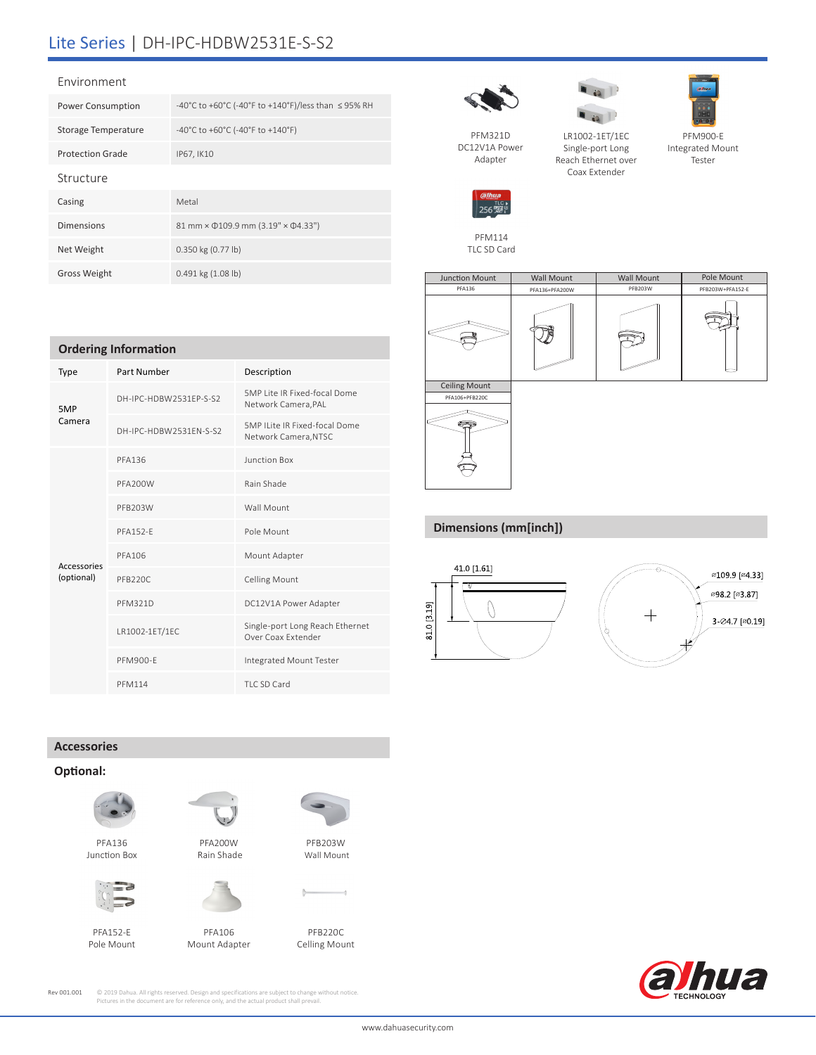## Environment

| | |
|---|---|
| Power Consumption | -40°C to +60°C (-40°F to +140°F)/less than ≤95% RH |
| Storage Temperature | -40°C to +60°C (-40°F to +140°F) |
| Protection Grade | IP67, IK10 |

## Structure

| | |
|---|---|
| Casing | Metal |
| Dimensions | 81 mm × Φ109.9 mm (3.19" × Φ4.33") |
| Net Weight | 0.350 kg (0.77 lb) |
| Gross Weight | 0.491 kg (1.08 lb) |

PFM321D
DC12V1A Power Adapter

LR1002-1ET/1EC
Single-port Long Reach Ethernet over Coax Extender

PFM900-E
Integrated Mount Tester

PFM114
TLC SD Card

| Junction Mount | Wall Mount | Wall Mount | Pole Mount |
|---|---|---|---|
| PFA136 | PFA136+PFA200W | PFB203W | PFB203W+PFA152-E |

| Ceiling Mount |
|---|
| PFA106+PFB220C |

## Ordering Information

| Type | Part Number | Description |
|---|---|---|
| 5MP Camera | DH-IPC-HDBW2531EP-S-S2 | 5MP Lite IR Fixed-focal Dome Network Camera,PAL |
| | DH-IPC-HDBW2531EN-S-S2 | 5MP ILite IR Fixed-focal Dome Network Camera,NTSC |
| Accessories (optional) | PFA136 | Junction Box |
| | PFA200W | Rain Shade |
| | PFB203W | Wall Mount |
| | PFA152-E | Pole Mount |
| | PFA106 | Mount Adapter |
| | PFB220C | Celling Mount |
| | PFM321D | DC12V1A Power Adapter |
| | LR1002-1ET/1EC | Single-port Long Reach Ethernet Over Coax Extender |
| | PFM900-E | Integrated Mount Tester |
| | PFM114 | TLC SD Card |

## Dimensions (mm[inch])

41.0 [1.61]
81.0 [3.19]
⌀109.9 [⌀4.33]
⌀98.2 [⌀3.87]
3-⌀4.7 [⌀0.19]

## Accessories

**Optional:**

PFA136
Junction Box

PFA200W
Rain Shade

PFB203W
Wall Mount

PFA152-E
Pole Mount

PFA106
Mount Adapter

PFB220C
Celling Mount

Rev 001.001 © 2019 Dahua. All rights reserved. Design and specifications are subject to change without notice.
Pictures in the document are for reference only, and the actual product shall prevail.

www.dahuasecurity.com